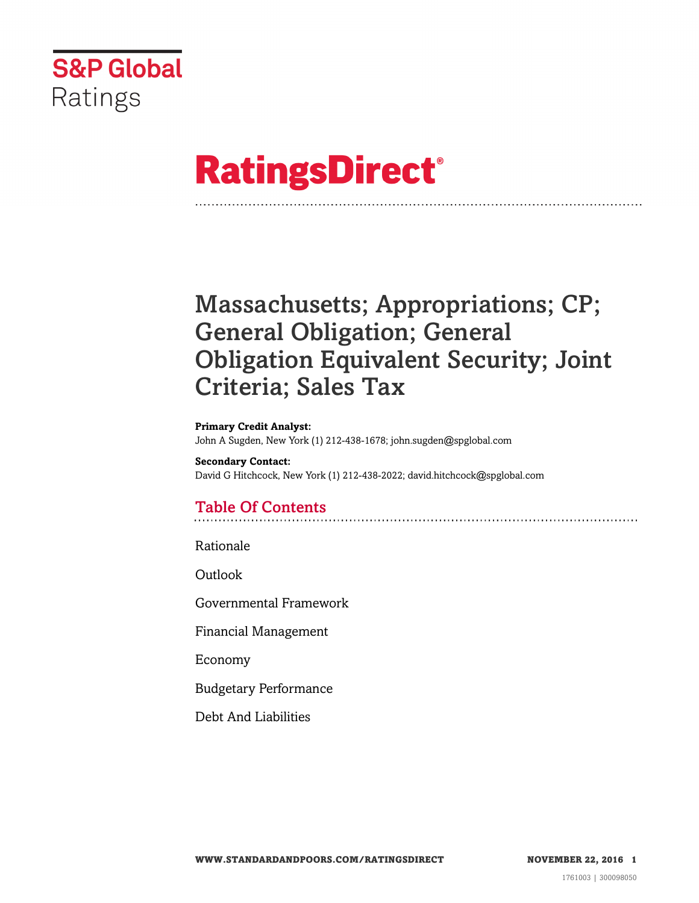S&P Global Ratings

# RatingsDirect®

# Massachusetts; Appropriations; CP; General Obligation; General Obligation Equivalent Security; Joint Criteria; Sales Tax

**Primary Credit Analyst:**
John A Sugden, New York (1) 212-438-1678; john.sugden@spglobal.com

**Secondary Contact:**
David G Hitchcock, New York (1) 212-438-2022; david.hitchcock@spglobal.com

## Table Of Contents

Rationale

Outlook

Governmental Framework

Financial Management

Economy

Budgetary Performance

Debt And Liabilities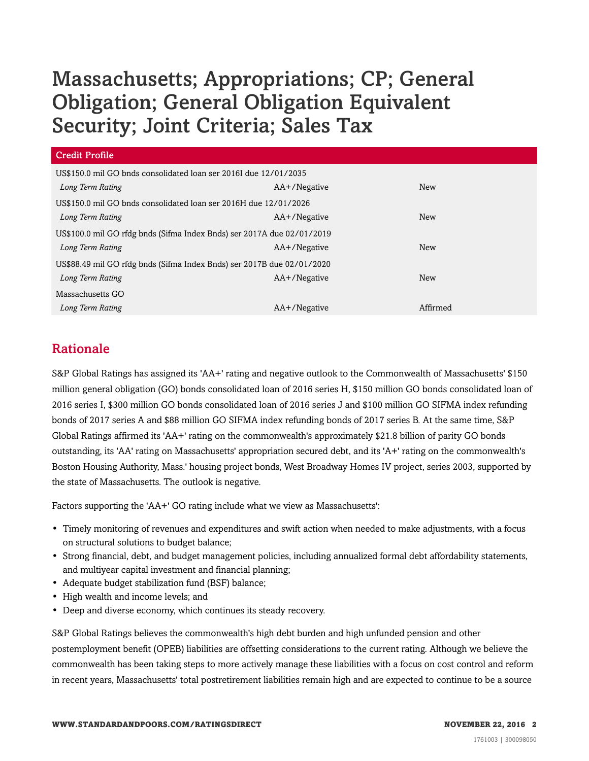# Massachusetts; Appropriations; CP; General Obligation; General Obligation Equivalent Security; Joint Criteria; Sales Tax

| Credit Profile | | |
|---|---|---|
| US$150.0 mil GO bnds consolidated loan ser 2016I due 12/01/2035 | | |
| *Long Term Rating* | AA+/Negative | New |
| US$150.0 mil GO bnds consolidated loan ser 2016H due 12/01/2026 | | |
| *Long Term Rating* | AA+/Negative | New |
| US$100.0 mil GO rfdg bnds (Sifma Index Bnds) ser 2017A due 02/01/2019 | | |
| *Long Term Rating* | AA+/Negative | New |
| US$88.49 mil GO rfdg bnds (Sifma Index Bnds) ser 2017B due 02/01/2020 | | |
| *Long Term Rating* | AA+/Negative | New |
| Massachusetts GO | | |
| *Long Term Rating* | AA+/Negative | Affirmed |

## Rationale

S&P Global Ratings has assigned its 'AA+' rating and negative outlook to the Commonwealth of Massachusetts' $150 million general obligation (GO) bonds consolidated loan of 2016 series H, $150 million GO bonds consolidated loan of 2016 series I, $300 million GO bonds consolidated loan of 2016 series J and $100 million GO SIFMA index refunding bonds of 2017 series A and $88 million GO SIFMA index refunding bonds of 2017 series B. At the same time, S&P Global Ratings affirmed its 'AA+' rating on the commonwealth's approximately $21.8 billion of parity GO bonds outstanding, its 'AA' rating on Massachusetts' appropriation secured debt, and its 'A+' rating on the commonwealth's Boston Housing Authority, Mass.' housing project bonds, West Broadway Homes IV project, series 2003, supported by the state of Massachusetts. The outlook is negative.

Factors supporting the 'AA+' GO rating include what we view as Massachusetts':

- Timely monitoring of revenues and expenditures and swift action when needed to make adjustments, with a focus on structural solutions to budget balance;
- Strong financial, debt, and budget management policies, including annualized formal debt affordability statements, and multiyear capital investment and financial planning;
- Adequate budget stabilization fund (BSF) balance;
- High wealth and income levels; and
- Deep and diverse economy, which continues its steady recovery.

S&P Global Ratings believes the commonwealth's high debt burden and high unfunded pension and other postemployment benefit (OPEB) liabilities are offsetting considerations to the current rating. Although we believe the commonwealth has been taking steps to more actively manage these liabilities with a focus on cost control and reform in recent years, Massachusetts' total postretirement liabilities remain high and are expected to continue to be a source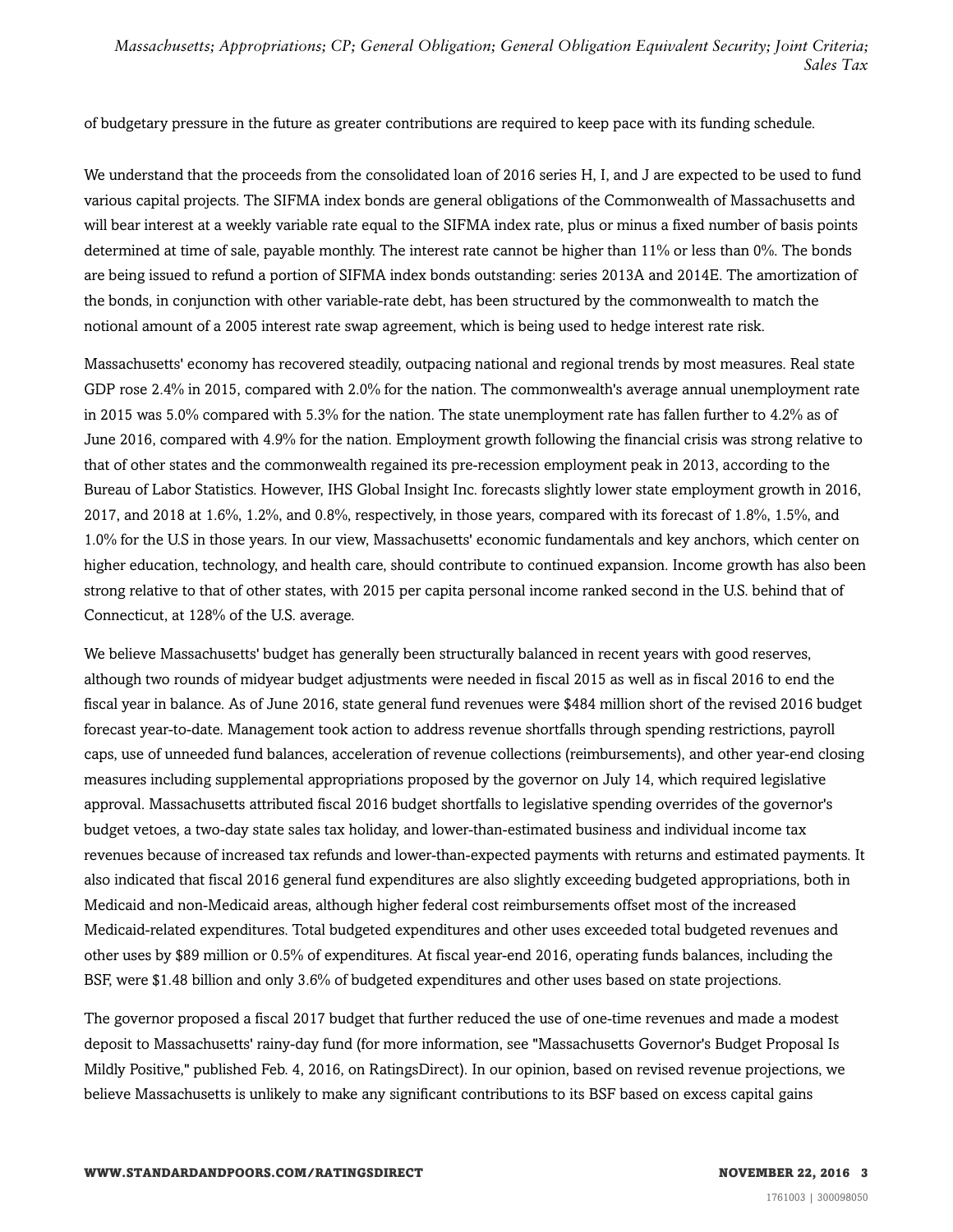of budgetary pressure in the future as greater contributions are required to keep pace with its funding schedule.

We understand that the proceeds from the consolidated loan of 2016 series H, I, and J are expected to be used to fund various capital projects. The SIFMA index bonds are general obligations of the Commonwealth of Massachusetts and will bear interest at a weekly variable rate equal to the SIFMA index rate, plus or minus a fixed number of basis points determined at time of sale, payable monthly. The interest rate cannot be higher than 11% or less than 0%. The bonds are being issued to refund a portion of SIFMA index bonds outstanding: series 2013A and 2014E. The amortization of the bonds, in conjunction with other variable-rate debt, has been structured by the commonwealth to match the notional amount of a 2005 interest rate swap agreement, which is being used to hedge interest rate risk.

Massachusetts' economy has recovered steadily, outpacing national and regional trends by most measures. Real state GDP rose 2.4% in 2015, compared with 2.0% for the nation. The commonwealth's average annual unemployment rate in 2015 was 5.0% compared with 5.3% for the nation. The state unemployment rate has fallen further to 4.2% as of June 2016, compared with 4.9% for the nation. Employment growth following the financial crisis was strong relative to that of other states and the commonwealth regained its pre-recession employment peak in 2013, according to the Bureau of Labor Statistics. However, IHS Global Insight Inc. forecasts slightly lower state employment growth in 2016, 2017, and 2018 at 1.6%, 1.2%, and 0.8%, respectively, in those years, compared with its forecast of 1.8%, 1.5%, and 1.0% for the U.S in those years. In our view, Massachusetts' economic fundamentals and key anchors, which center on higher education, technology, and health care, should contribute to continued expansion. Income growth has also been strong relative to that of other states, with 2015 per capita personal income ranked second in the U.S. behind that of Connecticut, at 128% of the U.S. average.

We believe Massachusetts' budget has generally been structurally balanced in recent years with good reserves, although two rounds of midyear budget adjustments were needed in fiscal 2015 as well as in fiscal 2016 to end the fiscal year in balance. As of June 2016, state general fund revenues were $484 million short of the revised 2016 budget forecast year-to-date. Management took action to address revenue shortfalls through spending restrictions, payroll caps, use of unneeded fund balances, acceleration of revenue collections (reimbursements), and other year-end closing measures including supplemental appropriations proposed by the governor on July 14, which required legislative approval. Massachusetts attributed fiscal 2016 budget shortfalls to legislative spending overrides of the governor's budget vetoes, a two-day state sales tax holiday, and lower-than-estimated business and individual income tax revenues because of increased tax refunds and lower-than-expected payments with returns and estimated payments. It also indicated that fiscal 2016 general fund expenditures are also slightly exceeding budgeted appropriations, both in Medicaid and non-Medicaid areas, although higher federal cost reimbursements offset most of the increased Medicaid-related expenditures. Total budgeted expenditures and other uses exceeded total budgeted revenues and other uses by $89 million or 0.5% of expenditures. At fiscal year-end 2016, operating funds balances, including the BSF, were $1.48 billion and only 3.6% of budgeted expenditures and other uses based on state projections.

The governor proposed a fiscal 2017 budget that further reduced the use of one-time revenues and made a modest deposit to Massachusetts' rainy-day fund (for more information, see "Massachusetts Governor's Budget Proposal Is Mildly Positive," published Feb. 4, 2016, on RatingsDirect). In our opinion, based on revised revenue projections, we believe Massachusetts is unlikely to make any significant contributions to its BSF based on excess capital gains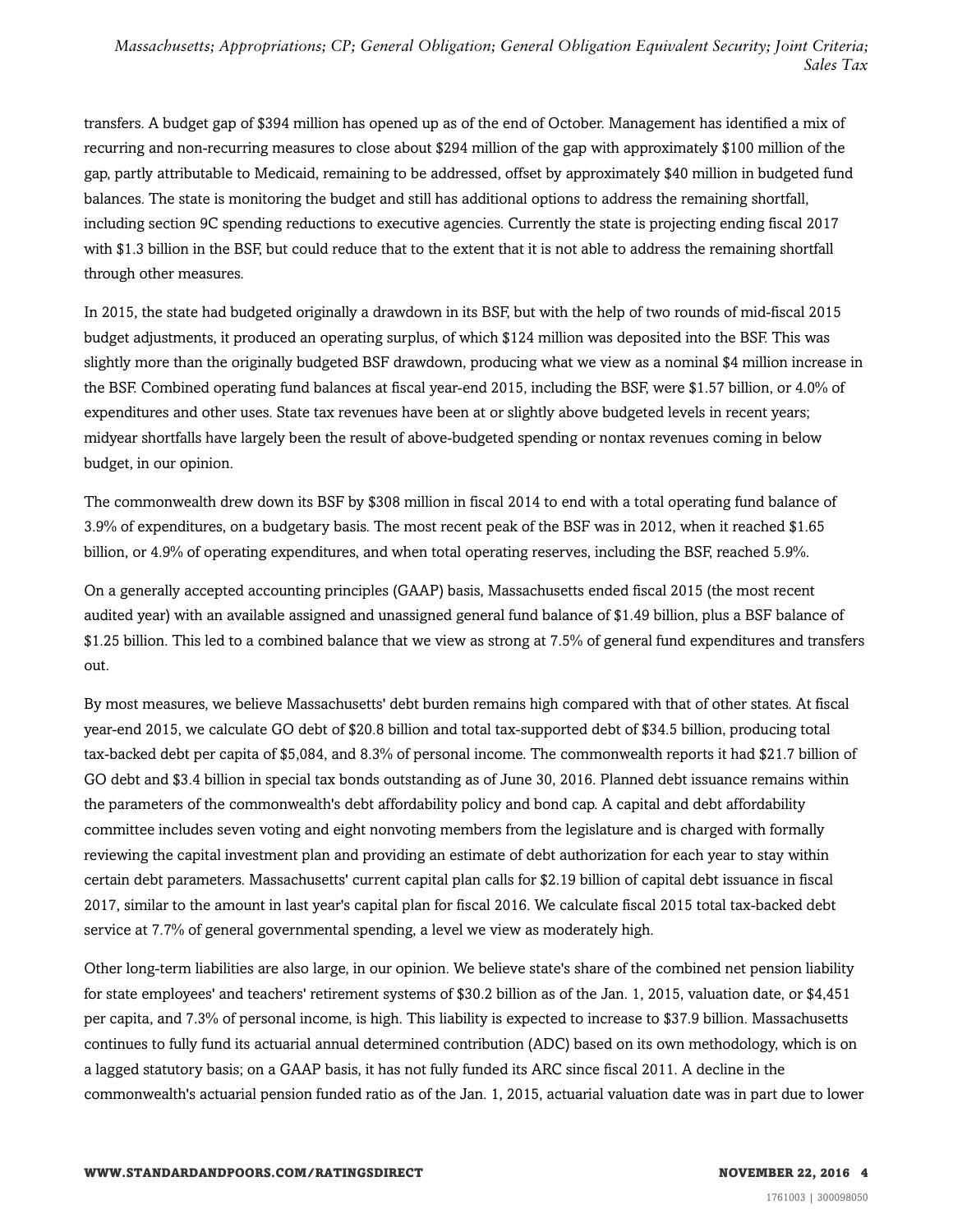transfers. A budget gap of $394 million has opened up as of the end of October. Management has identified a mix of recurring and non-recurring measures to close about $294 million of the gap with approximately $100 million of the gap, partly attributable to Medicaid, remaining to be addressed, offset by approximately $40 million in budgeted fund balances. The state is monitoring the budget and still has additional options to address the remaining shortfall, including section 9C spending reductions to executive agencies. Currently the state is projecting ending fiscal 2017 with $1.3 billion in the BSF, but could reduce that to the extent that it is not able to address the remaining shortfall through other measures.

In 2015, the state had budgeted originally a drawdown in its BSF, but with the help of two rounds of mid-fiscal 2015 budget adjustments, it produced an operating surplus, of which $124 million was deposited into the BSF. This was slightly more than the originally budgeted BSF drawdown, producing what we view as a nominal $4 million increase in the BSF. Combined operating fund balances at fiscal year-end 2015, including the BSF, were $1.57 billion, or 4.0% of expenditures and other uses. State tax revenues have been at or slightly above budgeted levels in recent years; midyear shortfalls have largely been the result of above-budgeted spending or nontax revenues coming in below budget, in our opinion.

The commonwealth drew down its BSF by $308 million in fiscal 2014 to end with a total operating fund balance of 3.9% of expenditures, on a budgetary basis. The most recent peak of the BSF was in 2012, when it reached $1.65 billion, or 4.9% of operating expenditures, and when total operating reserves, including the BSF, reached 5.9%.

On a generally accepted accounting principles (GAAP) basis, Massachusetts ended fiscal 2015 (the most recent audited year) with an available assigned and unassigned general fund balance of $1.49 billion, plus a BSF balance of $1.25 billion. This led to a combined balance that we view as strong at 7.5% of general fund expenditures and transfers out.

By most measures, we believe Massachusetts' debt burden remains high compared with that of other states. At fiscal year-end 2015, we calculate GO debt of $20.8 billion and total tax-supported debt of $34.5 billion, producing total tax-backed debt per capita of $5,084, and 8.3% of personal income. The commonwealth reports it had $21.7 billion of GO debt and $3.4 billion in special tax bonds outstanding as of June 30, 2016. Planned debt issuance remains within the parameters of the commonwealth's debt affordability policy and bond cap. A capital and debt affordability committee includes seven voting and eight nonvoting members from the legislature and is charged with formally reviewing the capital investment plan and providing an estimate of debt authorization for each year to stay within certain debt parameters. Massachusetts' current capital plan calls for $2.19 billion of capital debt issuance in fiscal 2017, similar to the amount in last year's capital plan for fiscal 2016. We calculate fiscal 2015 total tax-backed debt service at 7.7% of general governmental spending, a level we view as moderately high.

Other long-term liabilities are also large, in our opinion. We believe state's share of the combined net pension liability for state employees' and teachers' retirement systems of $30.2 billion as of the Jan. 1, 2015, valuation date, or $4,451 per capita, and 7.3% of personal income, is high. This liability is expected to increase to $37.9 billion. Massachusetts continues to fully fund its actuarial annual determined contribution (ADC) based on its own methodology, which is on a lagged statutory basis; on a GAAP basis, it has not fully funded its ARC since fiscal 2011. A decline in the commonwealth's actuarial pension funded ratio as of the Jan. 1, 2015, actuarial valuation date was in part due to lower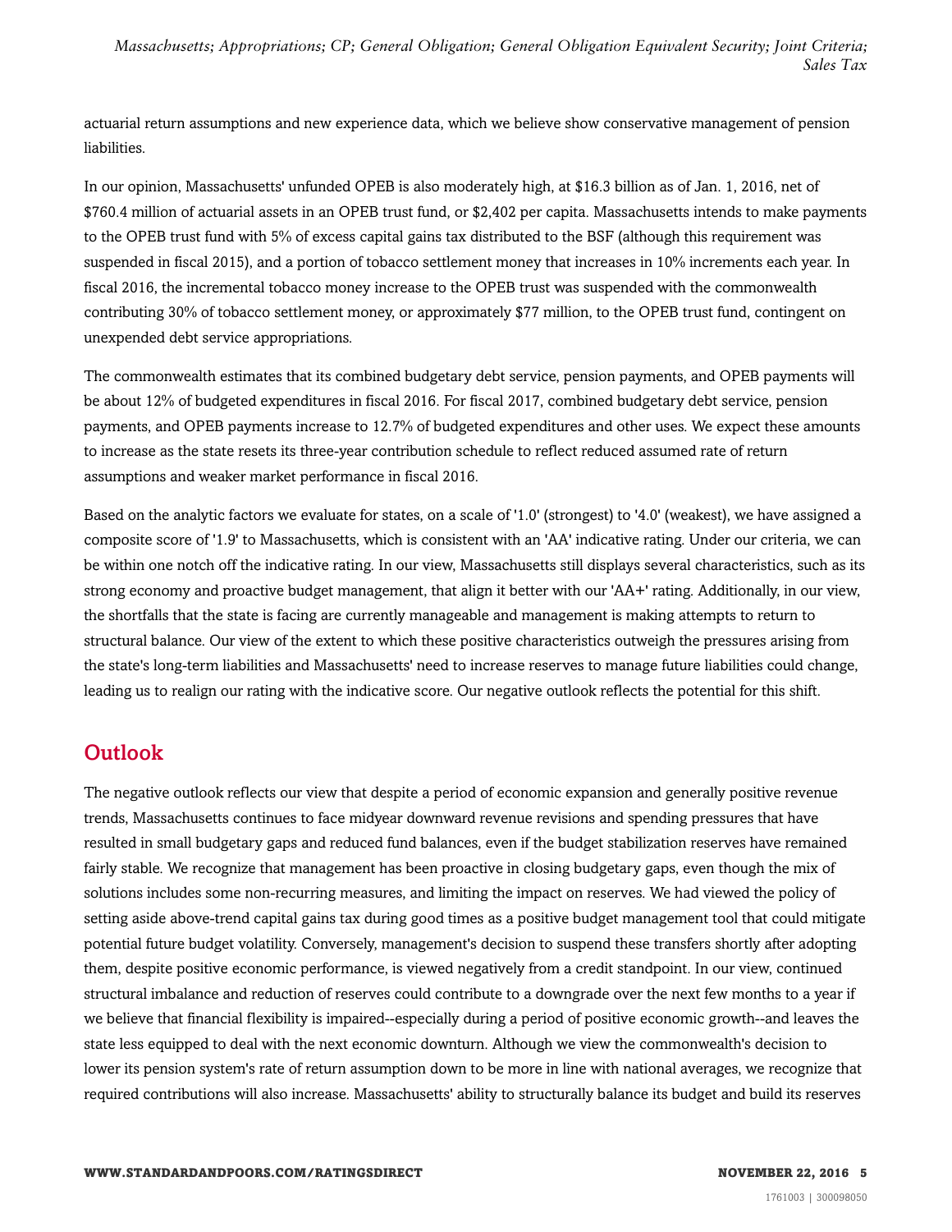actuarial return assumptions and new experience data, which we believe show conservative management of pension liabilities.

In our opinion, Massachusetts' unfunded OPEB is also moderately high, at $16.3 billion as of Jan. 1, 2016, net of $760.4 million of actuarial assets in an OPEB trust fund, or $2,402 per capita. Massachusetts intends to make payments to the OPEB trust fund with 5% of excess capital gains tax distributed to the BSF (although this requirement was suspended in fiscal 2015), and a portion of tobacco settlement money that increases in 10% increments each year. In fiscal 2016, the incremental tobacco money increase to the OPEB trust was suspended with the commonwealth contributing 30% of tobacco settlement money, or approximately $77 million, to the OPEB trust fund, contingent on unexpended debt service appropriations.

The commonwealth estimates that its combined budgetary debt service, pension payments, and OPEB payments will be about 12% of budgeted expenditures in fiscal 2016. For fiscal 2017, combined budgetary debt service, pension payments, and OPEB payments increase to 12.7% of budgeted expenditures and other uses. We expect these amounts to increase as the state resets its three-year contribution schedule to reflect reduced assumed rate of return assumptions and weaker market performance in fiscal 2016.

Based on the analytic factors we evaluate for states, on a scale of '1.0' (strongest) to '4.0' (weakest), we have assigned a composite score of '1.9' to Massachusetts, which is consistent with an 'AA' indicative rating. Under our criteria, we can be within one notch off the indicative rating. In our view, Massachusetts still displays several characteristics, such as its strong economy and proactive budget management, that align it better with our 'AA+' rating. Additionally, in our view, the shortfalls that the state is facing are currently manageable and management is making attempts to return to structural balance. Our view of the extent to which these positive characteristics outweigh the pressures arising from the state's long-term liabilities and Massachusetts' need to increase reserves to manage future liabilities could change, leading us to realign our rating with the indicative score. Our negative outlook reflects the potential for this shift.

## Outlook

The negative outlook reflects our view that despite a period of economic expansion and generally positive revenue trends, Massachusetts continues to face midyear downward revenue revisions and spending pressures that have resulted in small budgetary gaps and reduced fund balances, even if the budget stabilization reserves have remained fairly stable. We recognize that management has been proactive in closing budgetary gaps, even though the mix of solutions includes some non-recurring measures, and limiting the impact on reserves. We had viewed the policy of setting aside above-trend capital gains tax during good times as a positive budget management tool that could mitigate potential future budget volatility. Conversely, management's decision to suspend these transfers shortly after adopting them, despite positive economic performance, is viewed negatively from a credit standpoint. In our view, continued structural imbalance and reduction of reserves could contribute to a downgrade over the next few months to a year if we believe that financial flexibility is impaired--especially during a period of positive economic growth--and leaves the state less equipped to deal with the next economic downturn. Although we view the commonwealth's decision to lower its pension system's rate of return assumption down to be more in line with national averages, we recognize that required contributions will also increase. Massachusetts' ability to structurally balance its budget and build its reserves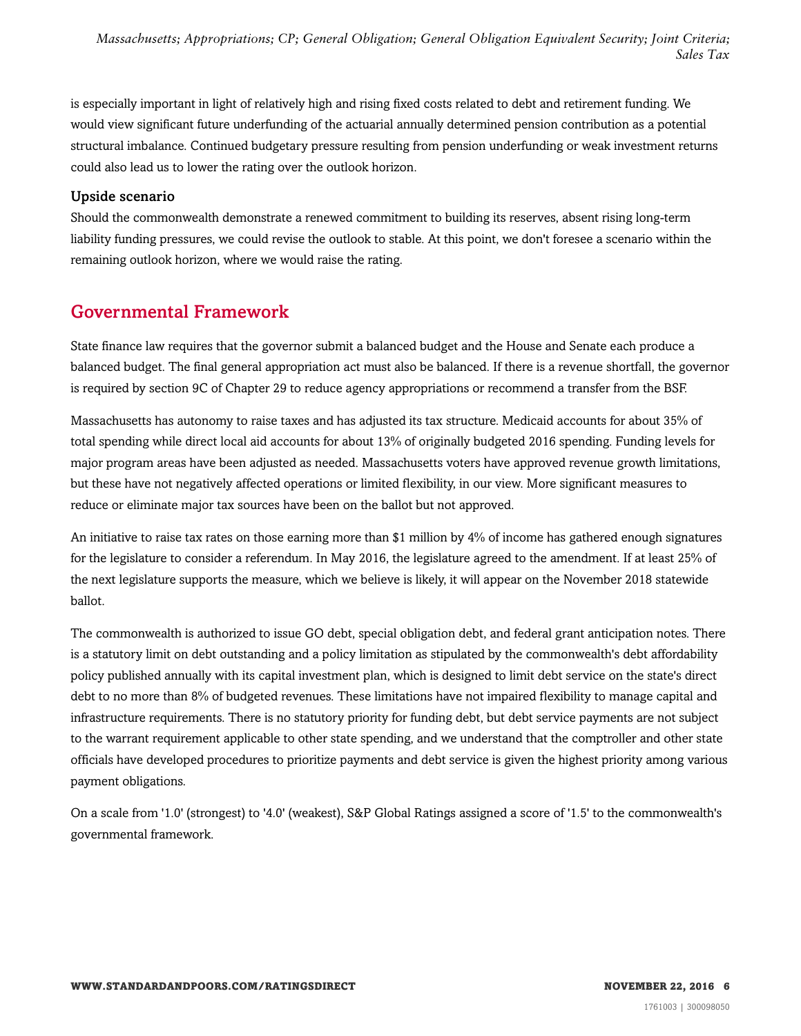is especially important in light of relatively high and rising fixed costs related to debt and retirement funding. We would view significant future underfunding of the actuarial annually determined pension contribution as a potential structural imbalance. Continued budgetary pressure resulting from pension underfunding or weak investment returns could also lead us to lower the rating over the outlook horizon.

### Upside scenario

Should the commonwealth demonstrate a renewed commitment to building its reserves, absent rising long-term liability funding pressures, we could revise the outlook to stable. At this point, we don't foresee a scenario within the remaining outlook horizon, where we would raise the rating.

## Governmental Framework

State finance law requires that the governor submit a balanced budget and the House and Senate each produce a balanced budget. The final general appropriation act must also be balanced. If there is a revenue shortfall, the governor is required by section 9C of Chapter 29 to reduce agency appropriations or recommend a transfer from the BSF.

Massachusetts has autonomy to raise taxes and has adjusted its tax structure. Medicaid accounts for about 35% of total spending while direct local aid accounts for about 13% of originally budgeted 2016 spending. Funding levels for major program areas have been adjusted as needed. Massachusetts voters have approved revenue growth limitations, but these have not negatively affected operations or limited flexibility, in our view. More significant measures to reduce or eliminate major tax sources have been on the ballot but not approved.

An initiative to raise tax rates on those earning more than $1 million by 4% of income has gathered enough signatures for the legislature to consider a referendum. In May 2016, the legislature agreed to the amendment. If at least 25% of the next legislature supports the measure, which we believe is likely, it will appear on the November 2018 statewide ballot.

The commonwealth is authorized to issue GO debt, special obligation debt, and federal grant anticipation notes. There is a statutory limit on debt outstanding and a policy limitation as stipulated by the commonwealth's debt affordability policy published annually with its capital investment plan, which is designed to limit debt service on the state's direct debt to no more than 8% of budgeted revenues. These limitations have not impaired flexibility to manage capital and infrastructure requirements. There is no statutory priority for funding debt, but debt service payments are not subject to the warrant requirement applicable to other state spending, and we understand that the comptroller and other state officials have developed procedures to prioritize payments and debt service is given the highest priority among various payment obligations.

On a scale from '1.0' (strongest) to '4.0' (weakest), S&P Global Ratings assigned a score of '1.5' to the commonwealth's governmental framework.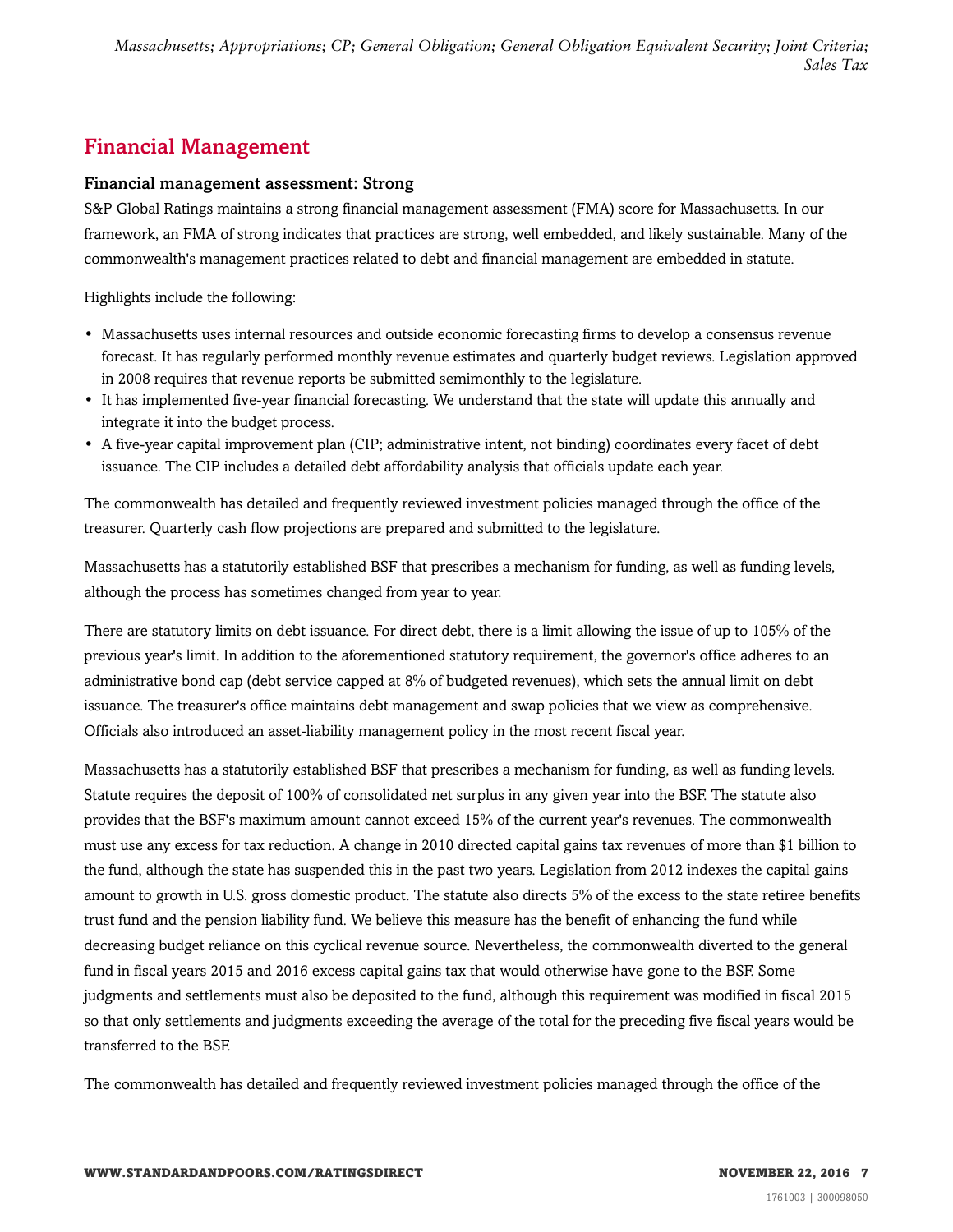## Financial Management

### Financial management assessment: Strong

S&P Global Ratings maintains a strong financial management assessment (FMA) score for Massachusetts. In our framework, an FMA of strong indicates that practices are strong, well embedded, and likely sustainable. Many of the commonwealth's management practices related to debt and financial management are embedded in statute.

Highlights include the following:

- Massachusetts uses internal resources and outside economic forecasting firms to develop a consensus revenue forecast. It has regularly performed monthly revenue estimates and quarterly budget reviews. Legislation approved in 2008 requires that revenue reports be submitted semimonthly to the legislature.
- It has implemented five-year financial forecasting. We understand that the state will update this annually and integrate it into the budget process.
- A five-year capital improvement plan (CIP; administrative intent, not binding) coordinates every facet of debt issuance. The CIP includes a detailed debt affordability analysis that officials update each year.

The commonwealth has detailed and frequently reviewed investment policies managed through the office of the treasurer. Quarterly cash flow projections are prepared and submitted to the legislature.

Massachusetts has a statutorily established BSF that prescribes a mechanism for funding, as well as funding levels, although the process has sometimes changed from year to year.

There are statutory limits on debt issuance. For direct debt, there is a limit allowing the issue of up to 105% of the previous year's limit. In addition to the aforementioned statutory requirement, the governor's office adheres to an administrative bond cap (debt service capped at 8% of budgeted revenues), which sets the annual limit on debt issuance. The treasurer's office maintains debt management and swap policies that we view as comprehensive. Officials also introduced an asset-liability management policy in the most recent fiscal year.

Massachusetts has a statutorily established BSF that prescribes a mechanism for funding, as well as funding levels. Statute requires the deposit of 100% of consolidated net surplus in any given year into the BSF. The statute also provides that the BSF's maximum amount cannot exceed 15% of the current year's revenues. The commonwealth must use any excess for tax reduction. A change in 2010 directed capital gains tax revenues of more than $1 billion to the fund, although the state has suspended this in the past two years. Legislation from 2012 indexes the capital gains amount to growth in U.S. gross domestic product. The statute also directs 5% of the excess to the state retiree benefits trust fund and the pension liability fund. We believe this measure has the benefit of enhancing the fund while decreasing budget reliance on this cyclical revenue source. Nevertheless, the commonwealth diverted to the general fund in fiscal years 2015 and 2016 excess capital gains tax that would otherwise have gone to the BSF. Some judgments and settlements must also be deposited to the fund, although this requirement was modified in fiscal 2015 so that only settlements and judgments exceeding the average of the total for the preceding five fiscal years would be transferred to the BSF.

The commonwealth has detailed and frequently reviewed investment policies managed through the office of the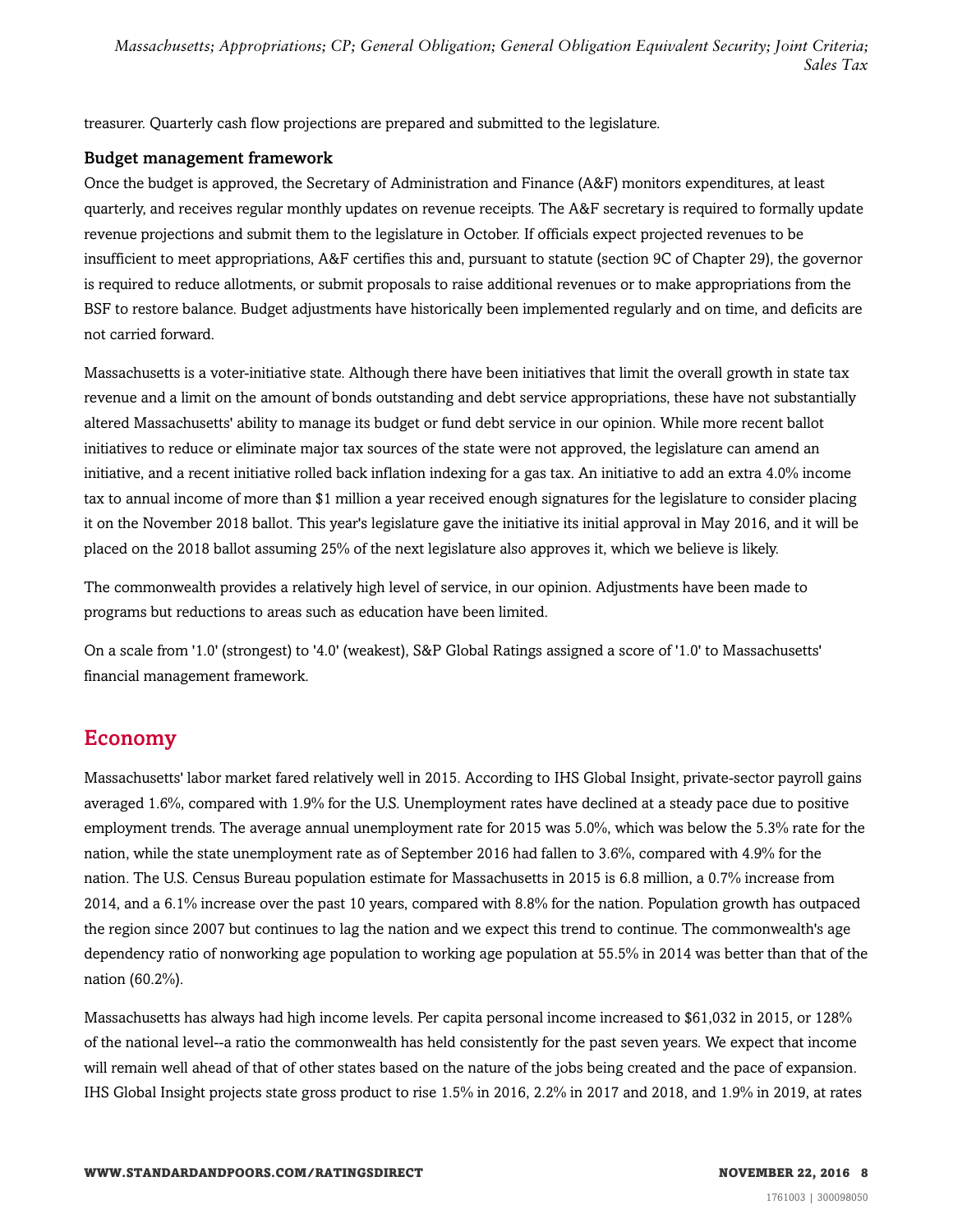treasurer. Quarterly cash flow projections are prepared and submitted to the legislature.

### Budget management framework

Once the budget is approved, the Secretary of Administration and Finance (A&F) monitors expenditures, at least quarterly, and receives regular monthly updates on revenue receipts. The A&F secretary is required to formally update revenue projections and submit them to the legislature in October. If officials expect projected revenues to be insufficient to meet appropriations, A&F certifies this and, pursuant to statute (section 9C of Chapter 29), the governor is required to reduce allotments, or submit proposals to raise additional revenues or to make appropriations from the BSF to restore balance. Budget adjustments have historically been implemented regularly and on time, and deficits are not carried forward.

Massachusetts is a voter-initiative state. Although there have been initiatives that limit the overall growth in state tax revenue and a limit on the amount of bonds outstanding and debt service appropriations, these have not substantially altered Massachusetts' ability to manage its budget or fund debt service in our opinion. While more recent ballot initiatives to reduce or eliminate major tax sources of the state were not approved, the legislature can amend an initiative, and a recent initiative rolled back inflation indexing for a gas tax. An initiative to add an extra 4.0% income tax to annual income of more than $1 million a year received enough signatures for the legislature to consider placing it on the November 2018 ballot. This year's legislature gave the initiative its initial approval in May 2016, and it will be placed on the 2018 ballot assuming 25% of the next legislature also approves it, which we believe is likely.

The commonwealth provides a relatively high level of service, in our opinion. Adjustments have been made to programs but reductions to areas such as education have been limited.

On a scale from '1.0' (strongest) to '4.0' (weakest), S&P Global Ratings assigned a score of '1.0' to Massachusetts' financial management framework.

## Economy

Massachusetts' labor market fared relatively well in 2015. According to IHS Global Insight, private-sector payroll gains averaged 1.6%, compared with 1.9% for the U.S. Unemployment rates have declined at a steady pace due to positive employment trends. The average annual unemployment rate for 2015 was 5.0%, which was below the 5.3% rate for the nation, while the state unemployment rate as of September 2016 had fallen to 3.6%, compared with 4.9% for the nation. The U.S. Census Bureau population estimate for Massachusetts in 2015 is 6.8 million, a 0.7% increase from 2014, and a 6.1% increase over the past 10 years, compared with 8.8% for the nation. Population growth has outpaced the region since 2007 but continues to lag the nation and we expect this trend to continue. The commonwealth's age dependency ratio of nonworking age population to working age population at 55.5% in 2014 was better than that of the nation (60.2%).

Massachusetts has always had high income levels. Per capita personal income increased to $61,032 in 2015, or 128% of the national level--a ratio the commonwealth has held consistently for the past seven years. We expect that income will remain well ahead of that of other states based on the nature of the jobs being created and the pace of expansion. IHS Global Insight projects state gross product to rise 1.5% in 2016, 2.2% in 2017 and 2018, and 1.9% in 2019, at rates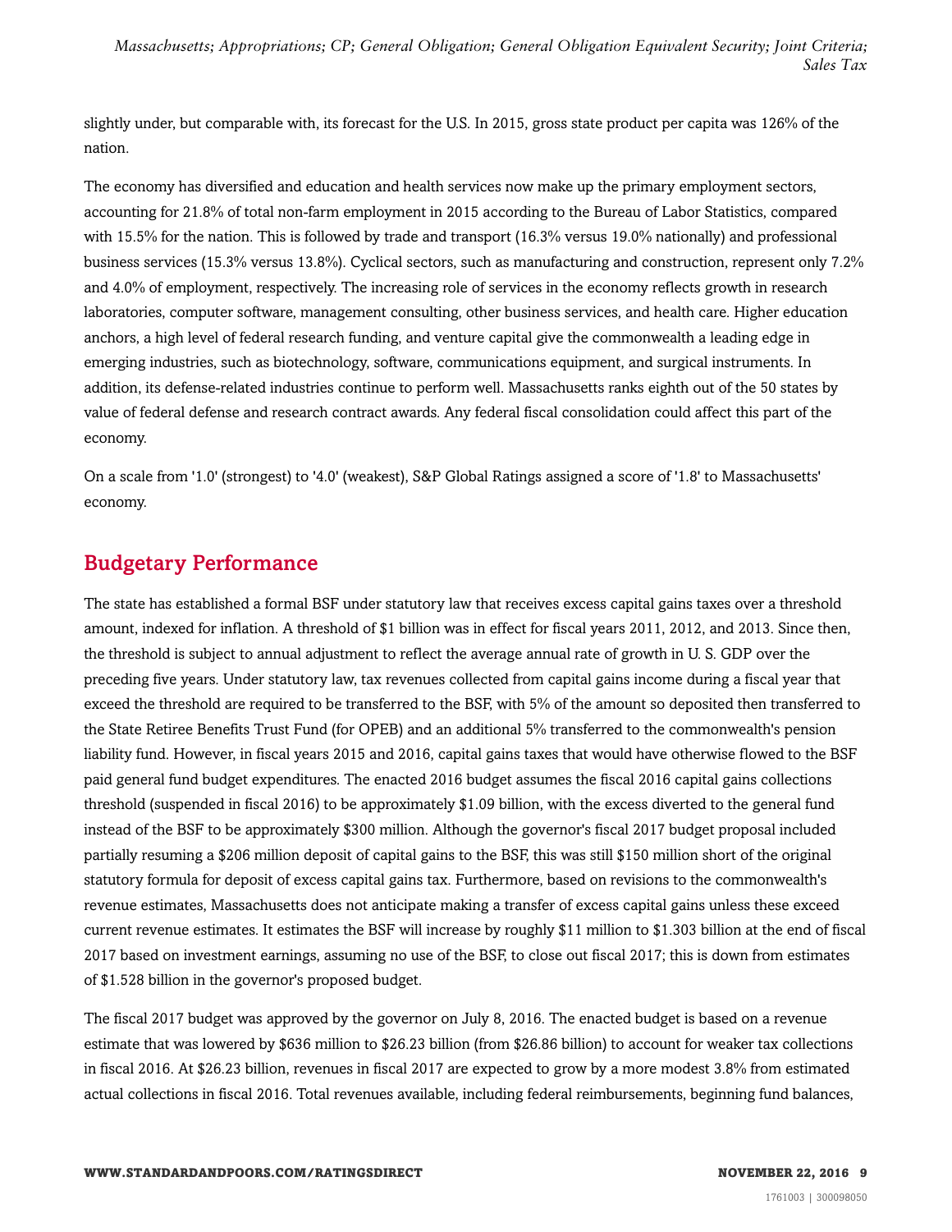slightly under, but comparable with, its forecast for the U.S. In 2015, gross state product per capita was 126% of the nation.

The economy has diversified and education and health services now make up the primary employment sectors, accounting for 21.8% of total non-farm employment in 2015 according to the Bureau of Labor Statistics, compared with 15.5% for the nation. This is followed by trade and transport (16.3% versus 19.0% nationally) and professional business services (15.3% versus 13.8%). Cyclical sectors, such as manufacturing and construction, represent only 7.2% and 4.0% of employment, respectively. The increasing role of services in the economy reflects growth in research laboratories, computer software, management consulting, other business services, and health care. Higher education anchors, a high level of federal research funding, and venture capital give the commonwealth a leading edge in emerging industries, such as biotechnology, software, communications equipment, and surgical instruments. In addition, its defense-related industries continue to perform well. Massachusetts ranks eighth out of the 50 states by value of federal defense and research contract awards. Any federal fiscal consolidation could affect this part of the economy.

On a scale from '1.0' (strongest) to '4.0' (weakest), S&P Global Ratings assigned a score of '1.8' to Massachusetts' economy.

## Budgetary Performance

The state has established a formal BSF under statutory law that receives excess capital gains taxes over a threshold amount, indexed for inflation. A threshold of $1 billion was in effect for fiscal years 2011, 2012, and 2013. Since then, the threshold is subject to annual adjustment to reflect the average annual rate of growth in U. S. GDP over the preceding five years. Under statutory law, tax revenues collected from capital gains income during a fiscal year that exceed the threshold are required to be transferred to the BSF, with 5% of the amount so deposited then transferred to the State Retiree Benefits Trust Fund (for OPEB) and an additional 5% transferred to the commonwealth's pension liability fund. However, in fiscal years 2015 and 2016, capital gains taxes that would have otherwise flowed to the BSF paid general fund budget expenditures. The enacted 2016 budget assumes the fiscal 2016 capital gains collections threshold (suspended in fiscal 2016) to be approximately $1.09 billion, with the excess diverted to the general fund instead of the BSF to be approximately $300 million. Although the governor's fiscal 2017 budget proposal included partially resuming a $206 million deposit of capital gains to the BSF, this was still $150 million short of the original statutory formula for deposit of excess capital gains tax. Furthermore, based on revisions to the commonwealth's revenue estimates, Massachusetts does not anticipate making a transfer of excess capital gains unless these exceed current revenue estimates. It estimates the BSF will increase by roughly $11 million to $1.303 billion at the end of fiscal 2017 based on investment earnings, assuming no use of the BSF, to close out fiscal 2017; this is down from estimates of $1.528 billion in the governor's proposed budget.

The fiscal 2017 budget was approved by the governor on July 8, 2016. The enacted budget is based on a revenue estimate that was lowered by $636 million to $26.23 billion (from $26.86 billion) to account for weaker tax collections in fiscal 2016. At $26.23 billion, revenues in fiscal 2017 are expected to grow by a more modest 3.8% from estimated actual collections in fiscal 2016. Total revenues available, including federal reimbursements, beginning fund balances,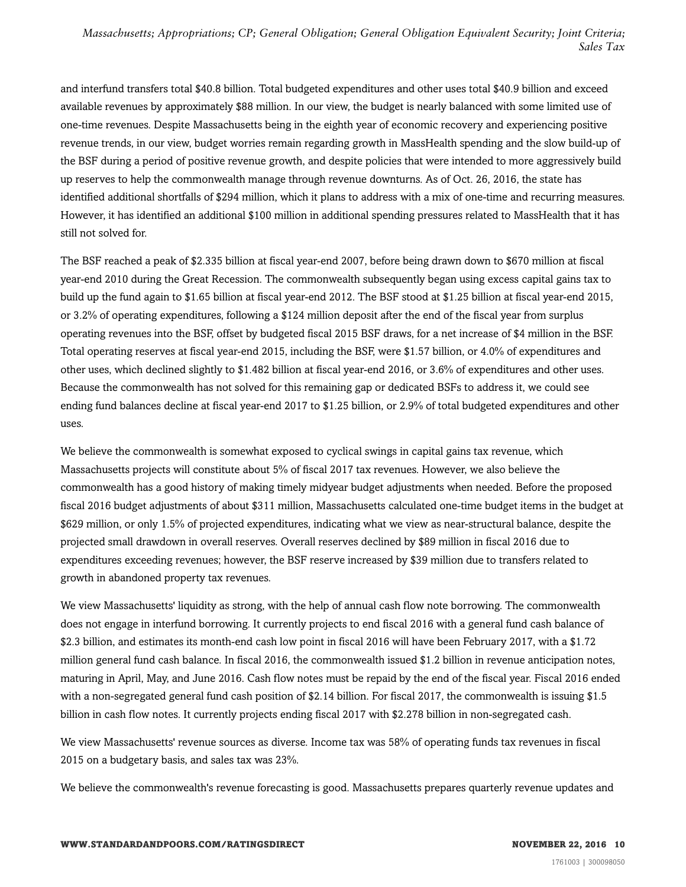and interfund transfers total $40.8 billion. Total budgeted expenditures and other uses total $40.9 billion and exceed available revenues by approximately $88 million. In our view, the budget is nearly balanced with some limited use of one-time revenues. Despite Massachusetts being in the eighth year of economic recovery and experiencing positive revenue trends, in our view, budget worries remain regarding growth in MassHealth spending and the slow build-up of the BSF during a period of positive revenue growth, and despite policies that were intended to more aggressively build up reserves to help the commonwealth manage through revenue downturns. As of Oct. 26, 2016, the state has identified additional shortfalls of $294 million, which it plans to address with a mix of one-time and recurring measures. However, it has identified an additional $100 million in additional spending pressures related to MassHealth that it has still not solved for.

The BSF reached a peak of $2.335 billion at fiscal year-end 2007, before being drawn down to $670 million at fiscal year-end 2010 during the Great Recession. The commonwealth subsequently began using excess capital gains tax to build up the fund again to $1.65 billion at fiscal year-end 2012. The BSF stood at $1.25 billion at fiscal year-end 2015, or 3.2% of operating expenditures, following a $124 million deposit after the end of the fiscal year from surplus operating revenues into the BSF, offset by budgeted fiscal 2015 BSF draws, for a net increase of $4 million in the BSF. Total operating reserves at fiscal year-end 2015, including the BSF, were $1.57 billion, or 4.0% of expenditures and other uses, which declined slightly to $1.482 billion at fiscal year-end 2016, or 3.6% of expenditures and other uses. Because the commonwealth has not solved for this remaining gap or dedicated BSFs to address it, we could see ending fund balances decline at fiscal year-end 2017 to $1.25 billion, or 2.9% of total budgeted expenditures and other uses.

We believe the commonwealth is somewhat exposed to cyclical swings in capital gains tax revenue, which Massachusetts projects will constitute about 5% of fiscal 2017 tax revenues. However, we also believe the commonwealth has a good history of making timely midyear budget adjustments when needed. Before the proposed fiscal 2016 budget adjustments of about $311 million, Massachusetts calculated one-time budget items in the budget at $629 million, or only 1.5% of projected expenditures, indicating what we view as near-structural balance, despite the projected small drawdown in overall reserves. Overall reserves declined by $89 million in fiscal 2016 due to expenditures exceeding revenues; however, the BSF reserve increased by $39 million due to transfers related to growth in abandoned property tax revenues.

We view Massachusetts' liquidity as strong, with the help of annual cash flow note borrowing. The commonwealth does not engage in interfund borrowing. It currently projects to end fiscal 2016 with a general fund cash balance of $2.3 billion, and estimates its month-end cash low point in fiscal 2016 will have been February 2017, with a $1.72 million general fund cash balance. In fiscal 2016, the commonwealth issued $1.2 billion in revenue anticipation notes, maturing in April, May, and June 2016. Cash flow notes must be repaid by the end of the fiscal year. Fiscal 2016 ended with a non-segregated general fund cash position of $2.14 billion. For fiscal 2017, the commonwealth is issuing $1.5 billion in cash flow notes. It currently projects ending fiscal 2017 with $2.278 billion in non-segregated cash.

We view Massachusetts' revenue sources as diverse. Income tax was 58% of operating funds tax revenues in fiscal 2015 on a budgetary basis, and sales tax was 23%.

We believe the commonwealth's revenue forecasting is good. Massachusetts prepares quarterly revenue updates and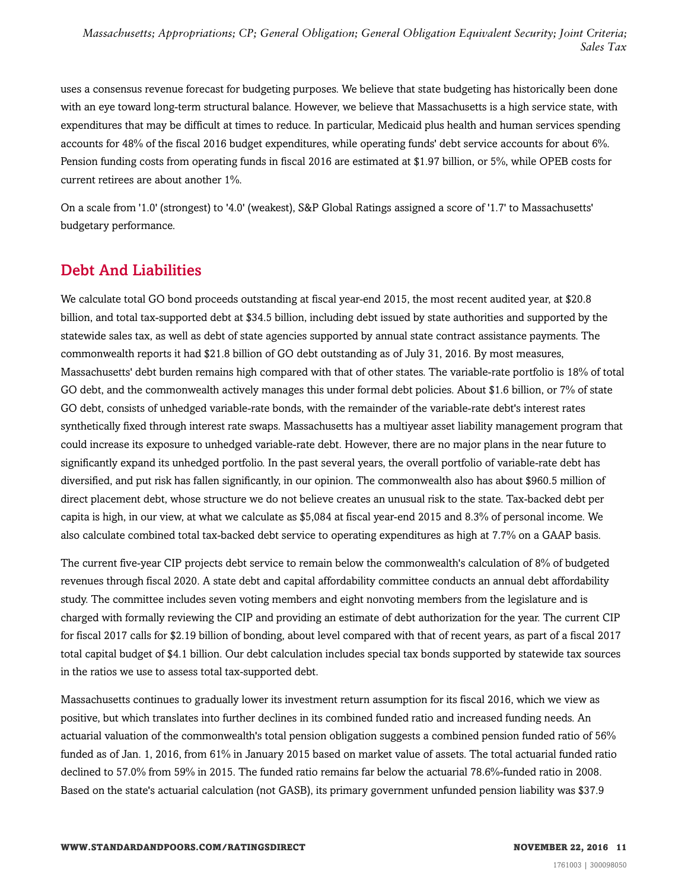uses a consensus revenue forecast for budgeting purposes. We believe that state budgeting has historically been done with an eye toward long-term structural balance. However, we believe that Massachusetts is a high service state, with expenditures that may be difficult at times to reduce. In particular, Medicaid plus health and human services spending accounts for 48% of the fiscal 2016 budget expenditures, while operating funds' debt service accounts for about 6%. Pension funding costs from operating funds in fiscal 2016 are estimated at $1.97 billion, or 5%, while OPEB costs for current retirees are about another 1%.

On a scale from '1.0' (strongest) to '4.0' (weakest), S&P Global Ratings assigned a score of '1.7' to Massachusetts' budgetary performance.

## Debt And Liabilities

We calculate total GO bond proceeds outstanding at fiscal year-end 2015, the most recent audited year, at $20.8 billion, and total tax-supported debt at $34.5 billion, including debt issued by state authorities and supported by the statewide sales tax, as well as debt of state agencies supported by annual state contract assistance payments. The commonwealth reports it had $21.8 billion of GO debt outstanding as of July 31, 2016. By most measures, Massachusetts' debt burden remains high compared with that of other states. The variable-rate portfolio is 18% of total GO debt, and the commonwealth actively manages this under formal debt policies. About $1.6 billion, or 7% of state GO debt, consists of unhedged variable-rate bonds, with the remainder of the variable-rate debt's interest rates synthetically fixed through interest rate swaps. Massachusetts has a multiyear asset liability management program that could increase its exposure to unhedged variable-rate debt. However, there are no major plans in the near future to significantly expand its unhedged portfolio. In the past several years, the overall portfolio of variable-rate debt has diversified, and put risk has fallen significantly, in our opinion. The commonwealth also has about $960.5 million of direct placement debt, whose structure we do not believe creates an unusual risk to the state. Tax-backed debt per capita is high, in our view, at what we calculate as $5,084 at fiscal year-end 2015 and 8.3% of personal income. We also calculate combined total tax-backed debt service to operating expenditures as high at 7.7% on a GAAP basis.

The current five-year CIP projects debt service to remain below the commonwealth's calculation of 8% of budgeted revenues through fiscal 2020. A state debt and capital affordability committee conducts an annual debt affordability study. The committee includes seven voting members and eight nonvoting members from the legislature and is charged with formally reviewing the CIP and providing an estimate of debt authorization for the year. The current CIP for fiscal 2017 calls for $2.19 billion of bonding, about level compared with that of recent years, as part of a fiscal 2017 total capital budget of $4.1 billion. Our debt calculation includes special tax bonds supported by statewide tax sources in the ratios we use to assess total tax-supported debt.

Massachusetts continues to gradually lower its investment return assumption for its fiscal 2016, which we view as positive, but which translates into further declines in its combined funded ratio and increased funding needs. An actuarial valuation of the commonwealth's total pension obligation suggests a combined pension funded ratio of 56% funded as of Jan. 1, 2016, from 61% in January 2015 based on market value of assets. The total actuarial funded ratio declined to 57.0% from 59% in 2015. The funded ratio remains far below the actuarial 78.6%-funded ratio in 2008. Based on the state's actuarial calculation (not GASB), its primary government unfunded pension liability was $37.9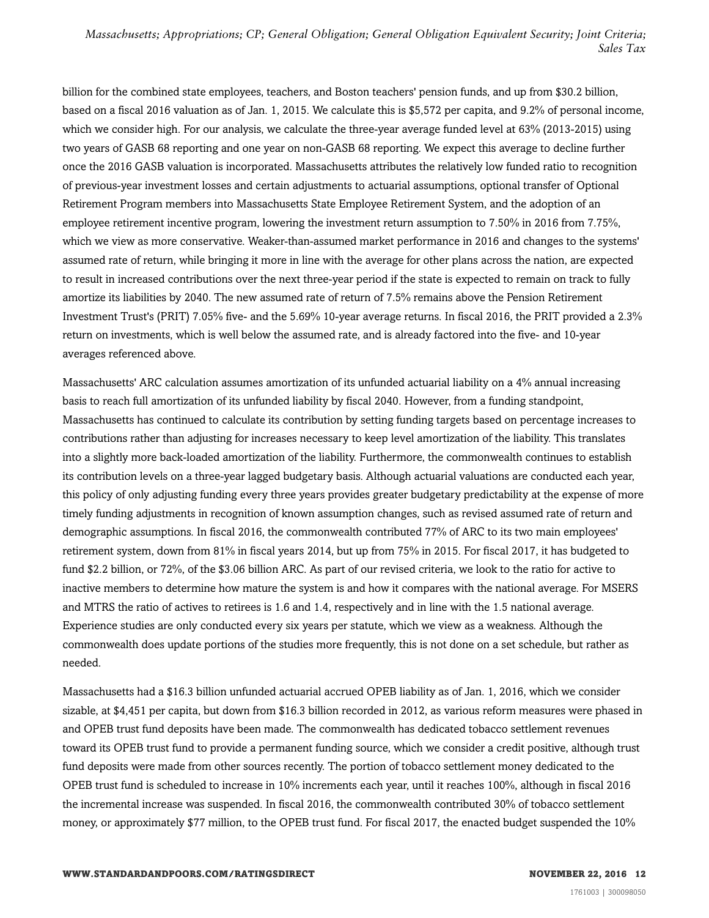billion for the combined state employees, teachers, and Boston teachers' pension funds, and up from $30.2 billion, based on a fiscal 2016 valuation as of Jan. 1, 2015. We calculate this is $5,572 per capita, and 9.2% of personal income, which we consider high. For our analysis, we calculate the three-year average funded level at 63% (2013-2015) using two years of GASB 68 reporting and one year on non-GASB 68 reporting. We expect this average to decline further once the 2016 GASB valuation is incorporated. Massachusetts attributes the relatively low funded ratio to recognition of previous-year investment losses and certain adjustments to actuarial assumptions, optional transfer of Optional Retirement Program members into Massachusetts State Employee Retirement System, and the adoption of an employee retirement incentive program, lowering the investment return assumption to 7.50% in 2016 from 7.75%, which we view as more conservative. Weaker-than-assumed market performance in 2016 and changes to the systems' assumed rate of return, while bringing it more in line with the average for other plans across the nation, are expected to result in increased contributions over the next three-year period if the state is expected to remain on track to fully amortize its liabilities by 2040. The new assumed rate of return of 7.5% remains above the Pension Retirement Investment Trust's (PRIT) 7.05% five- and the 5.69% 10-year average returns. In fiscal 2016, the PRIT provided a 2.3% return on investments, which is well below the assumed rate, and is already factored into the five- and 10-year averages referenced above.

Massachusetts' ARC calculation assumes amortization of its unfunded actuarial liability on a 4% annual increasing basis to reach full amortization of its unfunded liability by fiscal 2040. However, from a funding standpoint, Massachusetts has continued to calculate its contribution by setting funding targets based on percentage increases to contributions rather than adjusting for increases necessary to keep level amortization of the liability. This translates into a slightly more back-loaded amortization of the liability. Furthermore, the commonwealth continues to establish its contribution levels on a three-year lagged budgetary basis. Although actuarial valuations are conducted each year, this policy of only adjusting funding every three years provides greater budgetary predictability at the expense of more timely funding adjustments in recognition of known assumption changes, such as revised assumed rate of return and demographic assumptions. In fiscal 2016, the commonwealth contributed 77% of ARC to its two main employees' retirement system, down from 81% in fiscal years 2014, but up from 75% in 2015. For fiscal 2017, it has budgeted to fund $2.2 billion, or 72%, of the $3.06 billion ARC. As part of our revised criteria, we look to the ratio for active to inactive members to determine how mature the system is and how it compares with the national average. For MSERS and MTRS the ratio of actives to retirees is 1.6 and 1.4, respectively and in line with the 1.5 national average. Experience studies are only conducted every six years per statute, which we view as a weakness. Although the commonwealth does update portions of the studies more frequently, this is not done on a set schedule, but rather as needed.

Massachusetts had a $16.3 billion unfunded actuarial accrued OPEB liability as of Jan. 1, 2016, which we consider sizable, at $4,451 per capita, but down from $16.3 billion recorded in 2012, as various reform measures were phased in and OPEB trust fund deposits have been made. The commonwealth has dedicated tobacco settlement revenues toward its OPEB trust fund to provide a permanent funding source, which we consider a credit positive, although trust fund deposits were made from other sources recently. The portion of tobacco settlement money dedicated to the OPEB trust fund is scheduled to increase in 10% increments each year, until it reaches 100%, although in fiscal 2016 the incremental increase was suspended. In fiscal 2016, the commonwealth contributed 30% of tobacco settlement money, or approximately $77 million, to the OPEB trust fund. For fiscal 2017, the enacted budget suspended the 10%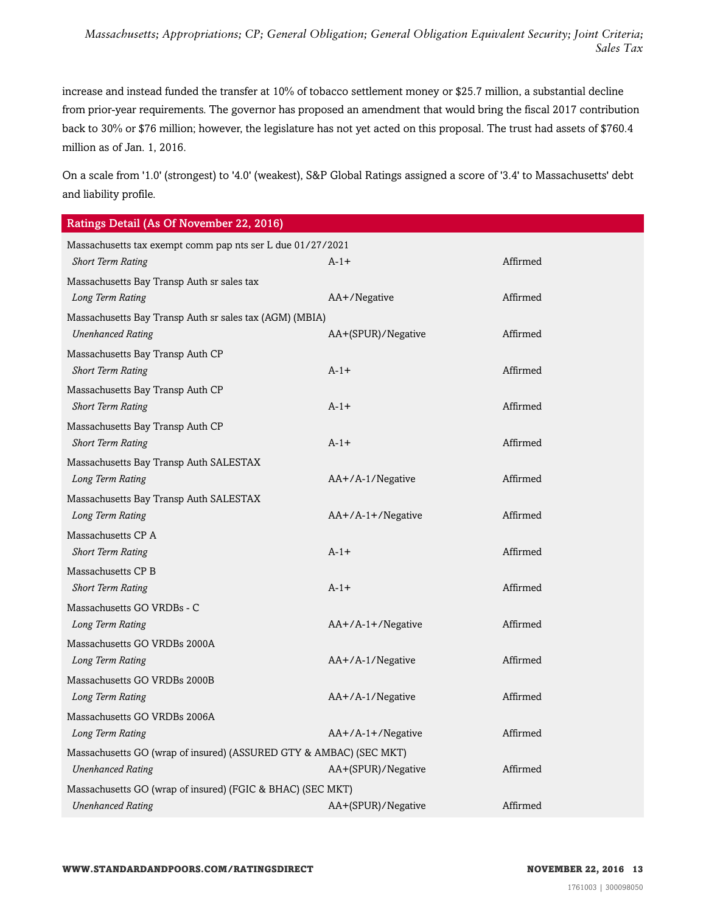increase and instead funded the transfer at 10% of tobacco settlement money or $25.7 million, a substantial decline from prior-year requirements. The governor has proposed an amendment that would bring the fiscal 2017 contribution back to 30% or $76 million; however, the legislature has not yet acted on this proposal. The trust had assets of $760.4 million as of Jan. 1, 2016.

On a scale from '1.0' (strongest) to '4.0' (weakest), S&P Global Ratings assigned a score of '3.4' to Massachusetts' debt and liability profile.

| Ratings Detail (As Of November 22, 2016) | | |
|---|---|---|
| Massachusetts tax exempt comm pap nts ser L due 01/27/2021 | | |
| *Short Term Rating* | A-1+ | Affirmed |
| Massachusetts Bay Transp Auth sr sales tax | | |
| *Long Term Rating* | AA+/Negative | Affirmed |
| Massachusetts Bay Transp Auth sr sales tax (AGM) (MBIA) | | |
| *Unenhanced Rating* | AA+(SPUR)/Negative | Affirmed |
| Massachusetts Bay Transp Auth CP | | |
| *Short Term Rating* | A-1+ | Affirmed |
| Massachusetts Bay Transp Auth CP | | |
| *Short Term Rating* | A-1+ | Affirmed |
| Massachusetts Bay Transp Auth CP | | |
| *Short Term Rating* | A-1+ | Affirmed |
| Massachusetts Bay Transp Auth SALESTAX | | |
| *Long Term Rating* | AA+/A-1/Negative | Affirmed |
| Massachusetts Bay Transp Auth SALESTAX | | |
| *Long Term Rating* | AA+/A-1+/Negative | Affirmed |
| Massachusetts CP A | | |
| *Short Term Rating* | A-1+ | Affirmed |
| Massachusetts CP B | | |
| *Short Term Rating* | A-1+ | Affirmed |
| Massachusetts GO VRDBs - C | | |
| *Long Term Rating* | AA+/A-1+/Negative | Affirmed |
| Massachusetts GO VRDBs 2000A | | |
| *Long Term Rating* | AA+/A-1/Negative | Affirmed |
| Massachusetts GO VRDBs 2000B | | |
| *Long Term Rating* | AA+/A-1/Negative | Affirmed |
| Massachusetts GO VRDBs 2006A | | |
| *Long Term Rating* | AA+/A-1+/Negative | Affirmed |
| Massachusetts GO (wrap of insured) (ASSURED GTY & AMBAC) (SEC MKT) | | |
| *Unenhanced Rating* | AA+(SPUR)/Negative | Affirmed |
| Massachusetts GO (wrap of insured) (FGIC & BHAC) (SEC MKT) | | |
| *Unenhanced Rating* | AA+(SPUR)/Negative | Affirmed |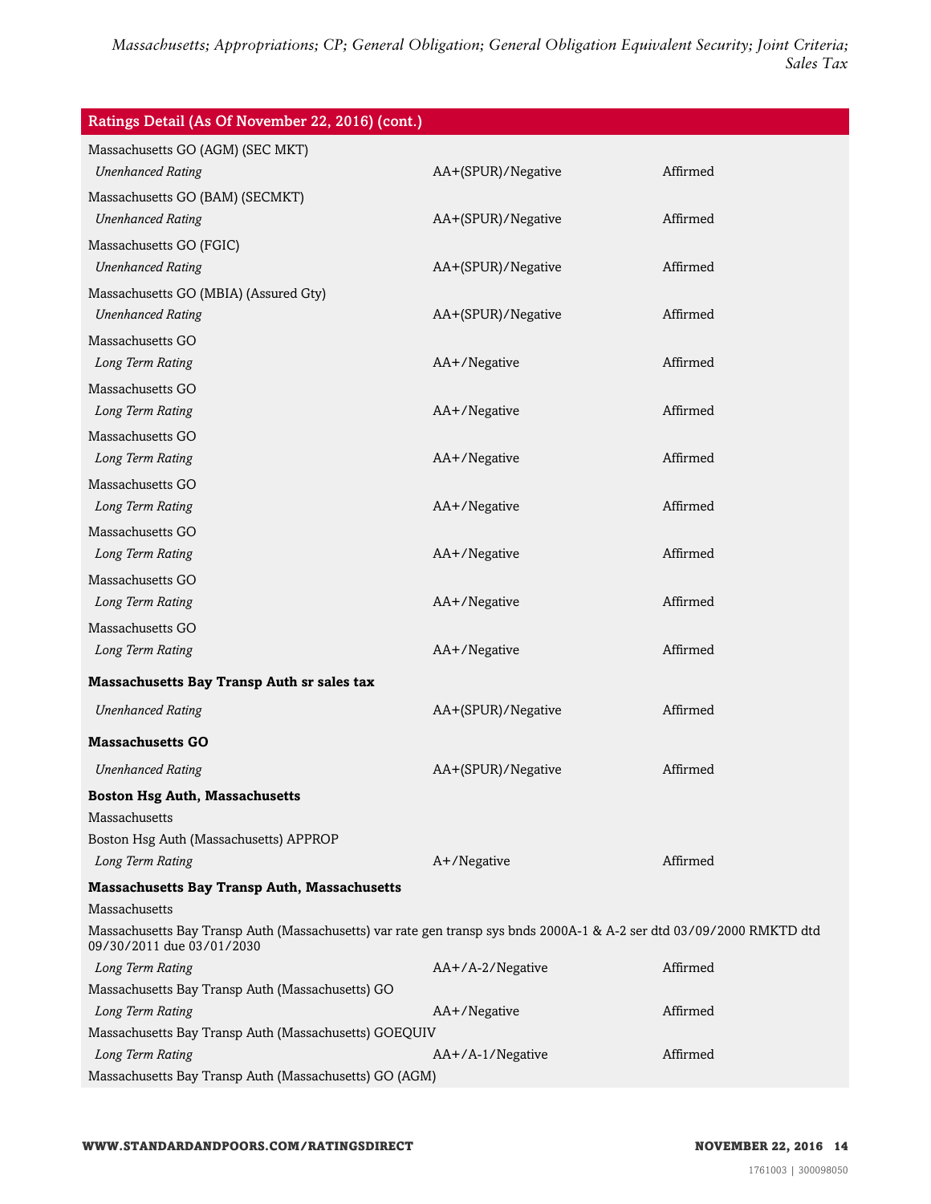| Ratings Detail (As Of November 22, 2016) (cont.) | | |
|---|---|---|
| Massachusetts GO (AGM) (SEC MKT) | | |
| *Unenhanced Rating* | AA+(SPUR)/Negative | Affirmed |
| Massachusetts GO (BAM) (SECMKT) | | |
| *Unenhanced Rating* | AA+(SPUR)/Negative | Affirmed |
| Massachusetts GO (FGIC) | | |
| *Unenhanced Rating* | AA+(SPUR)/Negative | Affirmed |
| Massachusetts GO (MBIA) (Assured Gty) | | |
| *Unenhanced Rating* | AA+(SPUR)/Negative | Affirmed |
| Massachusetts GO | | |
| *Long Term Rating* | AA+/Negative | Affirmed |
| Massachusetts GO | | |
| *Long Term Rating* | AA+/Negative | Affirmed |
| Massachusetts GO | | |
| *Long Term Rating* | AA+/Negative | Affirmed |
| Massachusetts GO | | |
| *Long Term Rating* | AA+/Negative | Affirmed |
| Massachusetts GO | | |
| *Long Term Rating* | AA+/Negative | Affirmed |
| Massachusetts GO | | |
| *Long Term Rating* | AA+/Negative | Affirmed |
| Massachusetts GO | | |
| *Long Term Rating* | AA+/Negative | Affirmed |
| **Massachusetts Bay Transp Auth sr sales tax** | | |
| *Unenhanced Rating* | AA+(SPUR)/Negative | Affirmed |
| **Massachusetts GO** | | |
| *Unenhanced Rating* | AA+(SPUR)/Negative | Affirmed |
| **Boston Hsg Auth, Massachusetts** | | |
| Massachusetts | | |
| Boston Hsg Auth (Massachusetts) APPROP | | |
| *Long Term Rating* | A+/Negative | Affirmed |
| **Massachusetts Bay Transp Auth, Massachusetts** | | |
| Massachusetts | | |
| Massachusetts Bay Transp Auth (Massachusetts) var rate gen transp sys bnds 2000A-1 & A-2 ser dtd 03/09/2000 RMKTD dtd 09/30/2011 due 03/01/2030 | | |
| *Long Term Rating* | AA+/A-2/Negative | Affirmed |
| Massachusetts Bay Transp Auth (Massachusetts) GO | | |
| *Long Term Rating* | AA+/Negative | Affirmed |
| Massachusetts Bay Transp Auth (Massachusetts) GOEQUIV | | |
| *Long Term Rating* | AA+/A-1/Negative | Affirmed |
| Massachusetts Bay Transp Auth (Massachusetts) GO (AGM) | | |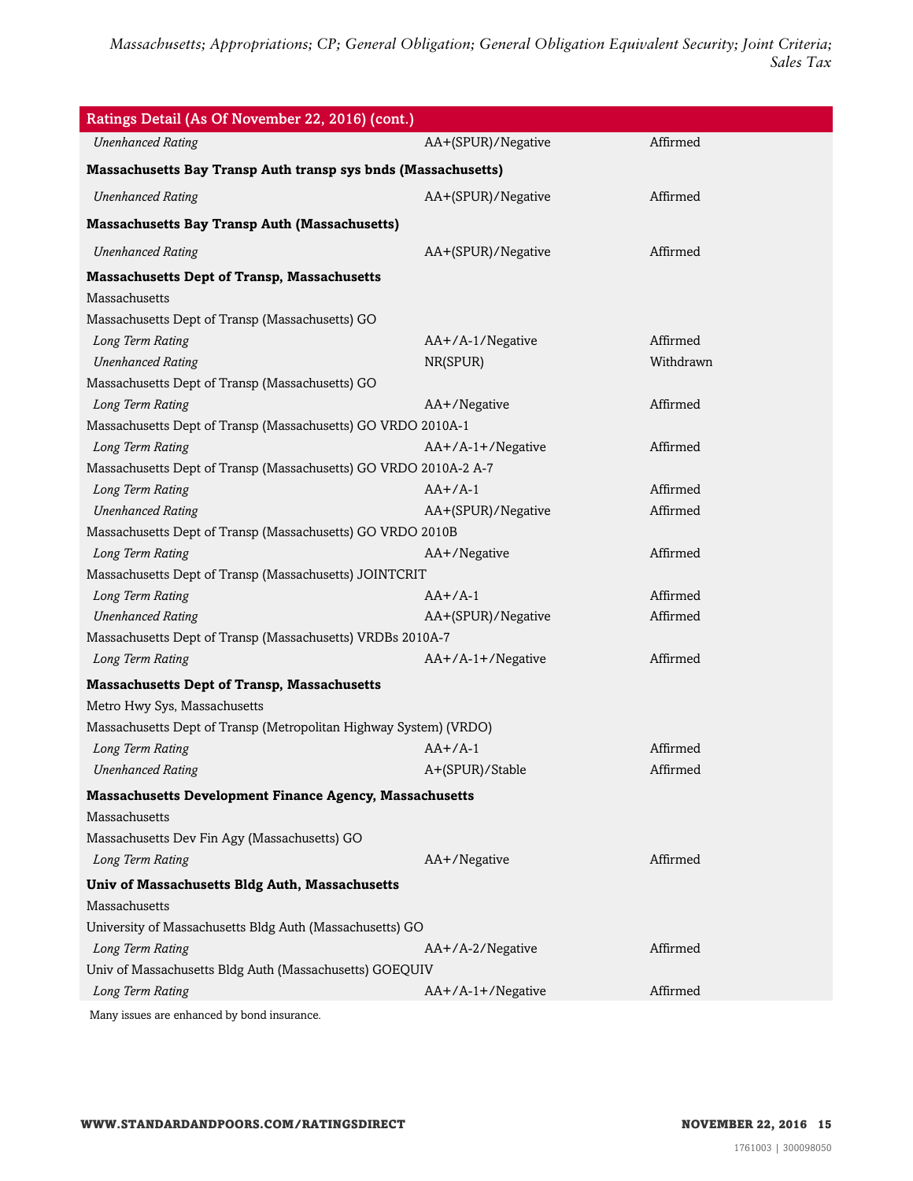| Ratings Detail (As Of November 22, 2016) (cont.) | | |
|---|---|---|
| *Unenhanced Rating* | AA+(SPUR)/Negative | Affirmed |
| **Massachusetts Bay Transp Auth transp sys bnds (Massachusetts)** | | |
| *Unenhanced Rating* | AA+(SPUR)/Negative | Affirmed |
| **Massachusetts Bay Transp Auth (Massachusetts)** | | |
| *Unenhanced Rating* | AA+(SPUR)/Negative | Affirmed |
| **Massachusetts Dept of Transp, Massachusetts** | | |
| Massachusetts | | |
| Massachusetts Dept of Transp (Massachusetts) GO | | |
| *Long Term Rating* | AA+/A-1/Negative | Affirmed |
| *Unenhanced Rating* | NR(SPUR) | Withdrawn |
| Massachusetts Dept of Transp (Massachusetts) GO | | |
| *Long Term Rating* | AA+/Negative | Affirmed |
| Massachusetts Dept of Transp (Massachusetts) GO VRDO 2010A-1 | | |
| *Long Term Rating* | AA+/A-1+/Negative | Affirmed |
| Massachusetts Dept of Transp (Massachusetts) GO VRDO 2010A-2 A-7 | | |
| *Long Term Rating* | AA+/A-1 | Affirmed |
| *Unenhanced Rating* | AA+(SPUR)/Negative | Affirmed |
| Massachusetts Dept of Transp (Massachusetts) GO VRDO 2010B | | |
| *Long Term Rating* | AA+/Negative | Affirmed |
| Massachusetts Dept of Transp (Massachusetts) JOINTCRIT | | |
| *Long Term Rating* | AA+/A-1 | Affirmed |
| *Unenhanced Rating* | AA+(SPUR)/Negative | Affirmed |
| Massachusetts Dept of Transp (Massachusetts) VRDBs 2010A-7 | | |
| *Long Term Rating* | AA+/A-1+/Negative | Affirmed |
| **Massachusetts Dept of Transp, Massachusetts** | | |
| Metro Hwy Sys, Massachusetts | | |
| Massachusetts Dept of Transp (Metropolitan Highway System) (VRDO) | | |
| *Long Term Rating* | AA+/A-1 | Affirmed |
| *Unenhanced Rating* | A+(SPUR)/Stable | Affirmed |
| **Massachusetts Development Finance Agency, Massachusetts** | | |
| Massachusetts | | |
| Massachusetts Dev Fin Agy (Massachusetts) GO | | |
| *Long Term Rating* | AA+/Negative | Affirmed |
| **Univ of Massachusetts Bldg Auth, Massachusetts** | | |
| Massachusetts | | |
| University of Massachusetts Bldg Auth (Massachusetts) GO | | |
| *Long Term Rating* | AA+/A-2/Negative | Affirmed |
| Univ of Massachusetts Bldg Auth (Massachusetts) GOEQUIV | | |
| *Long Term Rating* | AA+/A-1+/Negative | Affirmed |

Many issues are enhanced by bond insurance.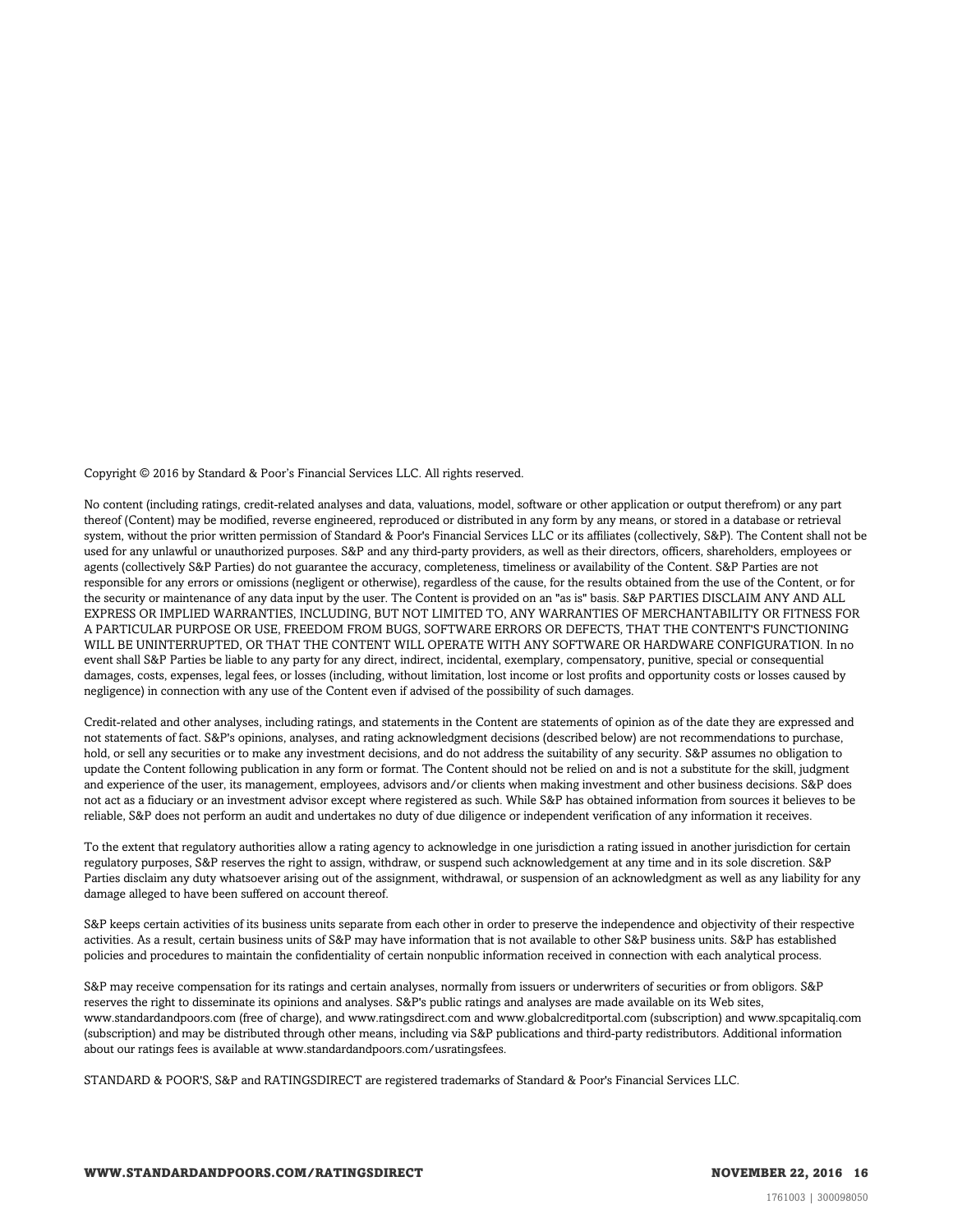Copyright © 2016 by Standard & Poor's Financial Services LLC. All rights reserved.

No content (including ratings, credit-related analyses and data, valuations, model, software or other application or output therefrom) or any part thereof (Content) may be modified, reverse engineered, reproduced or distributed in any form by any means, or stored in a database or retrieval system, without the prior written permission of Standard & Poor's Financial Services LLC or its affiliates (collectively, S&P). The Content shall not be used for any unlawful or unauthorized purposes. S&P and any third-party providers, as well as their directors, officers, shareholders, employees or agents (collectively S&P Parties) do not guarantee the accuracy, completeness, timeliness or availability of the Content. S&P Parties are not responsible for any errors or omissions (negligent or otherwise), regardless of the cause, for the results obtained from the use of the Content, or for the security or maintenance of any data input by the user. The Content is provided on an "as is" basis. S&P PARTIES DISCLAIM ANY AND ALL EXPRESS OR IMPLIED WARRANTIES, INCLUDING, BUT NOT LIMITED TO, ANY WARRANTIES OF MERCHANTABILITY OR FITNESS FOR A PARTICULAR PURPOSE OR USE, FREEDOM FROM BUGS, SOFTWARE ERRORS OR DEFECTS, THAT THE CONTENT'S FUNCTIONING WILL BE UNINTERRUPTED, OR THAT THE CONTENT WILL OPERATE WITH ANY SOFTWARE OR HARDWARE CONFIGURATION. In no event shall S&P Parties be liable to any party for any direct, indirect, incidental, exemplary, compensatory, punitive, special or consequential damages, costs, expenses, legal fees, or losses (including, without limitation, lost income or lost profits and opportunity costs or losses caused by negligence) in connection with any use of the Content even if advised of the possibility of such damages.

Credit-related and other analyses, including ratings, and statements in the Content are statements of opinion as of the date they are expressed and not statements of fact. S&P's opinions, analyses, and rating acknowledgment decisions (described below) are not recommendations to purchase, hold, or sell any securities or to make any investment decisions, and do not address the suitability of any security. S&P assumes no obligation to update the Content following publication in any form or format. The Content should not be relied on and is not a substitute for the skill, judgment and experience of the user, its management, employees, advisors and/or clients when making investment and other business decisions. S&P does not act as a fiduciary or an investment advisor except where registered as such. While S&P has obtained information from sources it believes to be reliable, S&P does not perform an audit and undertakes no duty of due diligence or independent verification of any information it receives.

To the extent that regulatory authorities allow a rating agency to acknowledge in one jurisdiction a rating issued in another jurisdiction for certain regulatory purposes, S&P reserves the right to assign, withdraw, or suspend such acknowledgement at any time and in its sole discretion. S&P Parties disclaim any duty whatsoever arising out of the assignment, withdrawal, or suspension of an acknowledgment as well as any liability for any damage alleged to have been suffered on account thereof.

S&P keeps certain activities of its business units separate from each other in order to preserve the independence and objectivity of their respective activities. As a result, certain business units of S&P may have information that is not available to other S&P business units. S&P has established policies and procedures to maintain the confidentiality of certain nonpublic information received in connection with each analytical process.

S&P may receive compensation for its ratings and certain analyses, normally from issuers or underwriters of securities or from obligors. S&P reserves the right to disseminate its opinions and analyses. S&P's public ratings and analyses are made available on its Web sites, www.standardandpoors.com (free of charge), and www.ratingsdirect.com and www.globalcreditportal.com (subscription) and www.spcapitaliq.com (subscription) and may be distributed through other means, including via S&P publications and third-party redistributors. Additional information about our ratings fees is available at www.standardandpoors.com/usratingsfees.

STANDARD & POOR'S, S&P and RATINGSDIRECT are registered trademarks of Standard & Poor's Financial Services LLC.